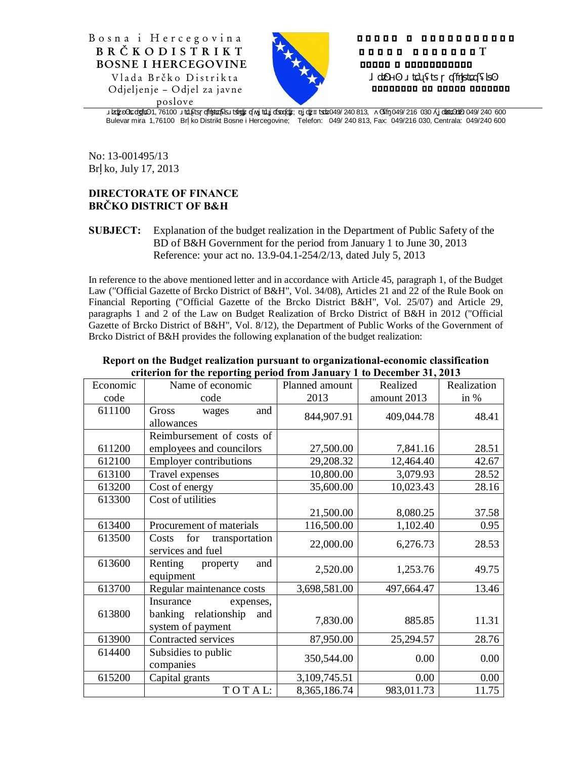Bosna i Hercegovina
**BRČKO DISTRIKT BOSNE I HERCEGOVINE**
Vlada Brčko Distrikta
Odjeljenje – Odjel za javne poslove

Bulevar mira 1,76100 Brčko Distrikt Bosne i Hercegovine; Telefon: 049/ 240 813, Fax: 049/216 030, Centrala: 049/240 600

No: 13-001495/13
Brčko, July 17, 2013

**DIRECTORATE OF FINANCE**
**BRČKO DISTRICT OF B&H**

**SUBJECT:** Explanation of the budget realization in the Department of Public Safety of the BD of B&H Government for the period from January 1 to June 30, 2013
Reference: your act no. 13.9-04.1-254/2/13, dated July 5, 2013

In reference to the above mentioned letter and in accordance with Article 45, paragraph 1, of the Budget Law ("Official Gazette of Brcko District of B&H", Vol. 34/08), Articles 21 and 22 of the Rule Book on Financial Reporting ("Official Gazette of the Brcko District B&H", Vol. 25/07) and Article 29, paragraphs 1 and 2 of the Law on Budget Realization of Brcko District of B&H in 2012 ("Official Gazette of Brcko District of B&H", Vol. 8/12), the Department of Public Works of the Government of Brcko District of B&H provides the following explanation of the budget realization:

**Report on the Budget realization pursuant to organizational-economic classification criterion for the reporting period from January 1 to December 31, 2013**

| Economic code | Name of economic code | Planned amount 2013 | Realized amount 2013 | Realization in % |
|---|---|---|---|---|
| 611100 | Gross wages and allowances | 844,907.91 | 409,044.78 | 48.41 |
| 611200 | Reimbursement of costs of employees and councilors | 27,500.00 | 7,841.16 | 28.51 |
| 612100 | Employer contributions | 29,208.32 | 12,464.40 | 42.67 |
| 613100 | Travel expenses | 10,800.00 | 3,079.93 | 28.52 |
| 613200 | Cost of energy | 35,600.00 | 10,023.43 | 28.16 |
| 613300 | Cost of utilities | 21,500.00 | 8,080.25 | 37.58 |
| 613400 | Procurement of materials | 116,500.00 | 1,102.40 | 0.95 |
| 613500 | Costs for transportation services and fuel | 22,000.00 | 6,276.73 | 28.53 |
| 613600 | Renting property and equipment | 2,520.00 | 1,253.76 | 49.75 |
| 613700 | Regular maintenance costs | 3,698,581.00 | 497,664.47 | 13.46 |
| 613800 | Insurance expenses, banking relationship and system of payment | 7,830.00 | 885.85 | 11.31 |
| 613900 | Contracted services | 87,950.00 | 25,294.57 | 28.76 |
| 614400 | Subsidies to public companies | 350,544.00 | 0.00 | 0.00 |
| 615200 | Capital grants | 3,109,745.51 | 0.00 | 0.00 |
| | TOTAL: | 8,365,186.74 | 983,011.73 | 11.75 |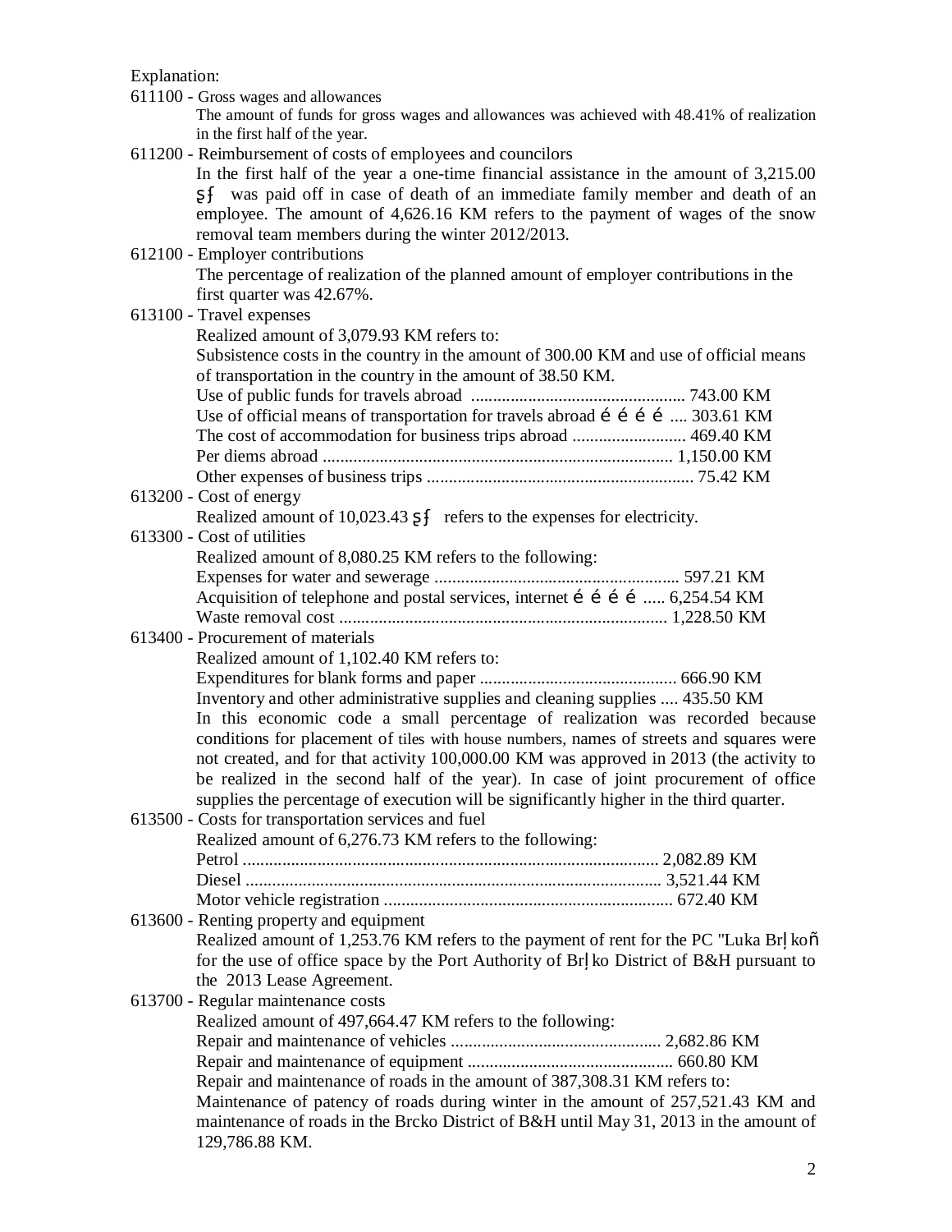Explanation:

611100 - Gross wages and allowances

The amount of funds for gross wages and allowances was achieved with 48.41% of realization in the first half of the year.

611200 - Reimbursement of costs of employees and councilors

In the first half of the year a one-time financial assistance in the amount of 3,215.00 Şƒ was paid off in case of death of an immediate family member and death of an employee. The amount of 4,626.16 KM refers to the payment of wages of the snow removal team members during the winter 2012/2013.

612100 - Employer contributions

The percentage of realization of the planned amount of employer contributions in the first quarter was 42.67%.

613100 - Travel expenses

Realized amount of 3,079.93 KM refers to:

Subsistence costs in the country in the amount of 300.00 KM and use of official means of transportation in the country in the amount of 38.50 KM.

Use of public funds for travels abroad ................................................ 743.00 KM
Use of official means of transportation for travels abroad é é é é .... 303.61 KM
The cost of accommodation for business trips abroad .......................... 469.40 KM
Per diems abroad ................................................................................ 1,150.00 KM
Other expenses of business trips ............................................................ 75.42 KM

613200 - Cost of energy

Realized amount of 10,023.43 Şƒ refers to the expenses for electricity.

613300 - Cost of utilities

Realized amount of 8,080.25 KM refers to the following:

Expenses for water and sewerage ....................................................... 597.21 KM
Acquisition of telephone and postal services, internet é é é é ..... 6,254.54 KM
Waste removal cost ........................................................................... 1,228.50 KM

613400 - Procurement of materials

Realized amount of 1,102.40 KM refers to:

Expenditures for blank forms and paper ............................................. 666.90 KM
Inventory and other administrative supplies and cleaning supplies .... 435.50 KM

In this economic code a small percentage of realization was recorded because conditions for placement of tiles with house numbers, names of streets and squares were not created, and for that activity 100,000.00 KM was approved in 2013 (the activity to be realized in the second half of the year). In case of joint procurement of office supplies the percentage of execution will be significantly higher in the third quarter.

613500 - Costs for transportation services and fuel

Realized amount of 6,276.73 KM refers to the following:

Petrol ............................................................................................... 2,082.89 KM
Diesel ............................................................................................... 3,521.44 KM
Motor vehicle registration .................................................................. 672.40 KM

613600 - Renting property and equipment

Realized amount of 1,253.76 KM refers to the payment of rent for the PC "Luka Brḷkoñ for the use of office space by the Port Authority of Brḷko District of B&H pursuant to the 2013 Lease Agreement.

613700 - Regular maintenance costs

Realized amount of 497,664.47 KM refers to the following:

Repair and maintenance of vehicles ................................................ 2,682.86 KM
Repair and maintenance of equipment ............................................... 660.80 KM

Repair and maintenance of roads in the amount of 387,308.31 KM refers to:

Maintenance of patency of roads during winter in the amount of 257,521.43 KM and maintenance of roads in the Brcko District of B&H until May 31, 2013 in the amount of 129,786.88 KM.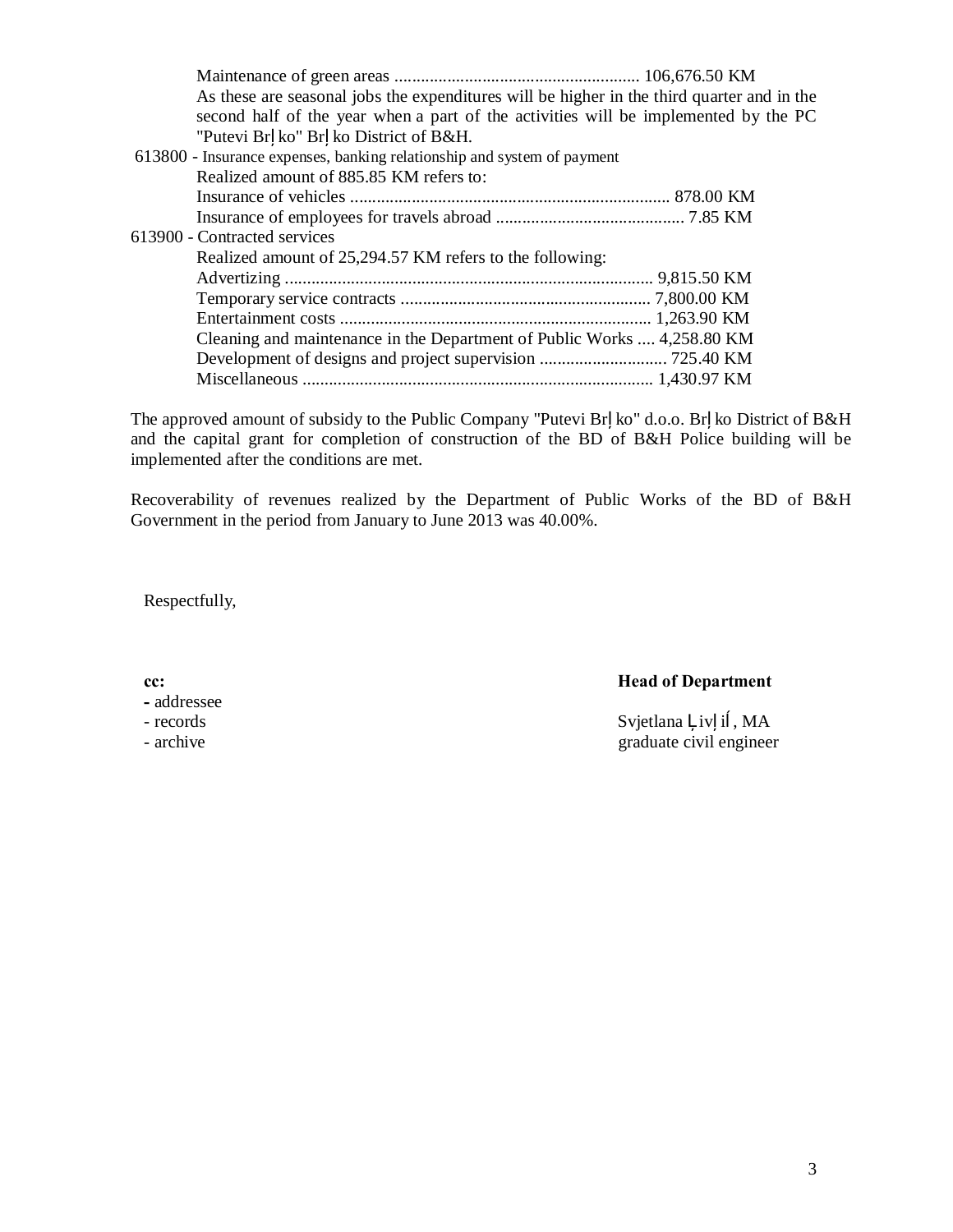Maintenance of green areas ........................................................ 106,676.50 KM

As these are seasonal jobs the expenditures will be higher in the third quarter and in the second half of the year when a part of the activities will be implemented by the PC "Putevi Brļko" Brļko District of B&H.

613800 - Insurance expenses, banking relationship and system of payment

Realized amount of 885.85 KM refers to:

Insurance of vehicles ........................................................................ 878.00 KM

Insurance of employees for travels abroad ........................................... 7.85 KM

613900 - Contracted services

Realized amount of 25,294.57 KM refers to the following:

Advertizing ................................................................................... 9,815.50 KM

Temporary service contracts ......................................................... 7,800.00 KM

Entertainment costs ....................................................................... 1,263.90 KM

Cleaning and maintenance in the Department of Public Works .... 4,258.80 KM

Development of designs and project supervision ............................. 725.40 KM

Miscellaneous ................................................................................ 1,430.97 KM

The approved amount of subsidy to the Public Company "Putevi Brļko" d.o.o. Brļko District of B&H and the capital grant for completion of construction of the BD of B&H Police building will be implemented after the conditions are met.

Recoverability of revenues realized by the Department of Public Works of the BD of B&H Government in the period from January to June 2013 was 40.00%.

Respectfully,

**cc:**
- addressee
- records
- archive

**Head of Department**

Svjetlana Ļivļiĺ, MA
graduate civil engineer